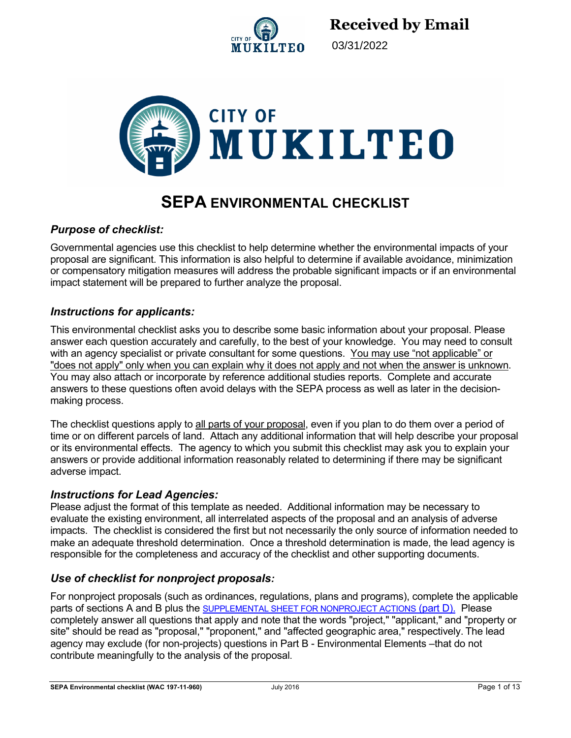**Received by Email**

03/31/2022

# CITY OF MUKILTEO

# SEPA ENVIRONMENTAL CHECKLIST

### *Purpose of checklist:*

Governmental agencies use this checklist to help determine whether the environmental impacts of your proposal are significant. This information is also helpful to determine if available avoidance, minimization or compensatory mitigation measures will address the probable significant impacts or if an environmental impact statement will be prepared to further analyze the proposal.

### *Instructions for applicants:*

This environmental checklist asks you to describe some basic information about your proposal. Please answer each question accurately and carefully, to the best of your knowledge. You may need to consult with an agency specialist or private consultant for some questions. You may use "not applicable" or "does not apply" only when you can explain why it does not apply and not when the answer is unknown. You may also attach or incorporate by reference additional studies reports. Complete and accurate answers to these questions often avoid delays with the SEPA process as well as later in the decision-making process.

The checklist questions apply to all parts of your proposal, even if you plan to do them over a period of time or on different parcels of land. Attach any additional information that will help describe your proposal or its environmental effects. The agency to which you submit this checklist may ask you to explain your answers or provide additional information reasonably related to determining if there may be significant adverse impact.

### *Instructions for Lead Agencies:*

Please adjust the format of this template as needed. Additional information may be necessary to evaluate the existing environment, all interrelated aspects of the proposal and an analysis of adverse impacts. The checklist is considered the first but not necessarily the only source of information needed to make an adequate threshold determination. Once a threshold determination is made, the lead agency is responsible for the completeness and accuracy of the checklist and other supporting documents.

### *Use of checklist for nonproject proposals:*

For nonproject proposals (such as ordinances, regulations, plans and programs), complete the applicable parts of sections A and B plus the SUPPLEMENTAL SHEET FOR NONPROJECT ACTIONS (part D). Please completely answer all questions that apply and note that the words "project," "applicant," and "property or site" should be read as "proposal," "proponent," and "affected geographic area," respectively. The lead agency may exclude (for non-projects) questions in Part B - Environmental Elements –that do not contribute meaningfully to the analysis of the proposal.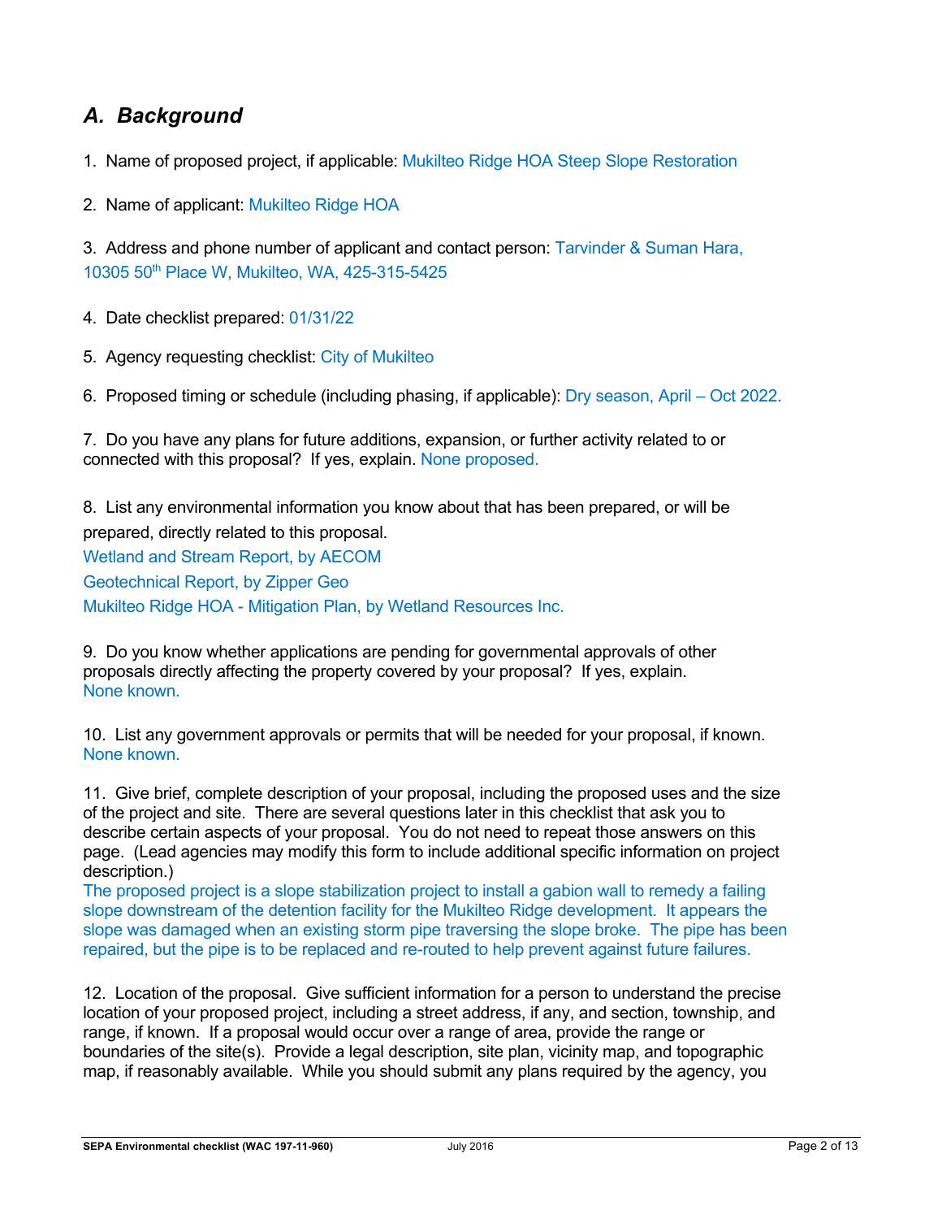## *A. Background*

1. Name of proposed project, if applicable: Mukilteo Ridge HOA Steep Slope Restoration

2. Name of applicant: Mukilteo Ridge HOA

3. Address and phone number of applicant and contact person: Tarvinder & Suman Hara, 10305 50th Place W, Mukilteo, WA, 425-315-5425

4. Date checklist prepared: 01/31/22

5. Agency requesting checklist: City of Mukilteo

6. Proposed timing or schedule (including phasing, if applicable): Dry season, April – Oct 2022.

7. Do you have any plans for future additions, expansion, or further activity related to or connected with this proposal? If yes, explain. None proposed.

8. List any environmental information you know about that has been prepared, or will be prepared, directly related to this proposal.
Wetland and Stream Report, by AECOM
Geotechnical Report, by Zipper Geo
Mukilteo Ridge HOA - Mitigation Plan, by Wetland Resources Inc.

9. Do you know whether applications are pending for governmental approvals of other proposals directly affecting the property covered by your proposal? If yes, explain.
None known.

10. List any government approvals or permits that will be needed for your proposal, if known.
None known.

11. Give brief, complete description of your proposal, including the proposed uses and the size of the project and site. There are several questions later in this checklist that ask you to describe certain aspects of your proposal. You do not need to repeat those answers on this page. (Lead agencies may modify this form to include additional specific information on project description.)
The proposed project is a slope stabilization project to install a gabion wall to remedy a failing slope downstream of the detention facility for the Mukilteo Ridge development. It appears the slope was damaged when an existing storm pipe traversing the slope broke. The pipe has been repaired, but the pipe is to be replaced and re-routed to help prevent against future failures.

12. Location of the proposal. Give sufficient information for a person to understand the precise location of your proposed project, including a street address, if any, and section, township, and range, if known. If a proposal would occur over a range of area, provide the range or boundaries of the site(s). Provide a legal description, site plan, vicinity map, and topographic map, if reasonably available. While you should submit any plans required by the agency, you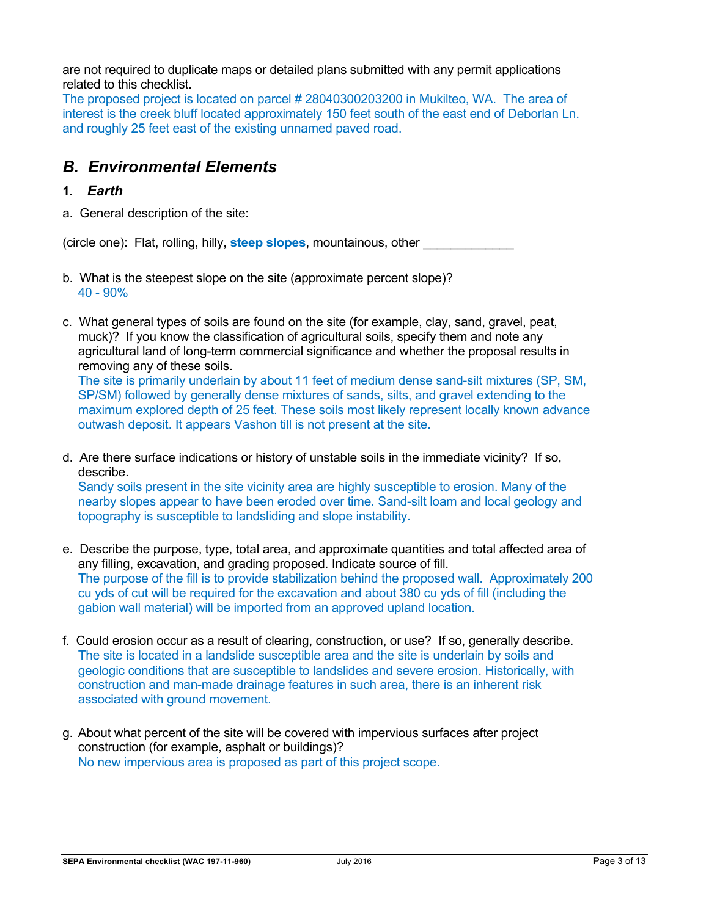are not required to duplicate maps or detailed plans submitted with any permit applications related to this checklist.
The proposed project is located on parcel # 28040300203200 in Mukilteo, WA. The area of interest is the creek bluff located approximately 150 feet south of the east end of Deborlan Ln. and roughly 25 feet east of the existing unnamed paved road.

## *B. Environmental Elements*

### 1. *Earth*

a. General description of the site:

(circle one): Flat, rolling, hilly, **steep slopes**, mountainous, other _____________

b. What is the steepest slope on the site (approximate percent slope)?
40 - 90%

c. What general types of soils are found on the site (for example, clay, sand, gravel, peat, muck)? If you know the classification of agricultural soils, specify them and note any agricultural land of long-term commercial significance and whether the proposal results in removing any of these soils.
The site is primarily underlain by about 11 feet of medium dense sand-silt mixtures (SP, SM, SP/SM) followed by generally dense mixtures of sands, silts, and gravel extending to the maximum explored depth of 25 feet. These soils most likely represent locally known advance outwash deposit. It appears Vashon till is not present at the site.

d. Are there surface indications or history of unstable soils in the immediate vicinity? If so, describe.
Sandy soils present in the site vicinity area are highly susceptible to erosion. Many of the nearby slopes appear to have been eroded over time. Sand-silt loam and local geology and topography is susceptible to landsliding and slope instability.

e. Describe the purpose, type, total area, and approximate quantities and total affected area of any filling, excavation, and grading proposed. Indicate source of fill.
The purpose of the fill is to provide stabilization behind the proposed wall. Approximately 200 cu yds of cut will be required for the excavation and about 380 cu yds of fill (including the gabion wall material) will be imported from an approved upland location.

f. Could erosion occur as a result of clearing, construction, or use? If so, generally describe.
The site is located in a landslide susceptible area and the site is underlain by soils and geologic conditions that are susceptible to landslides and severe erosion. Historically, with construction and man-made drainage features in such area, there is an inherent risk associated with ground movement.

g. About what percent of the site will be covered with impervious surfaces after project construction (for example, asphalt or buildings)?
No new impervious area is proposed as part of this project scope.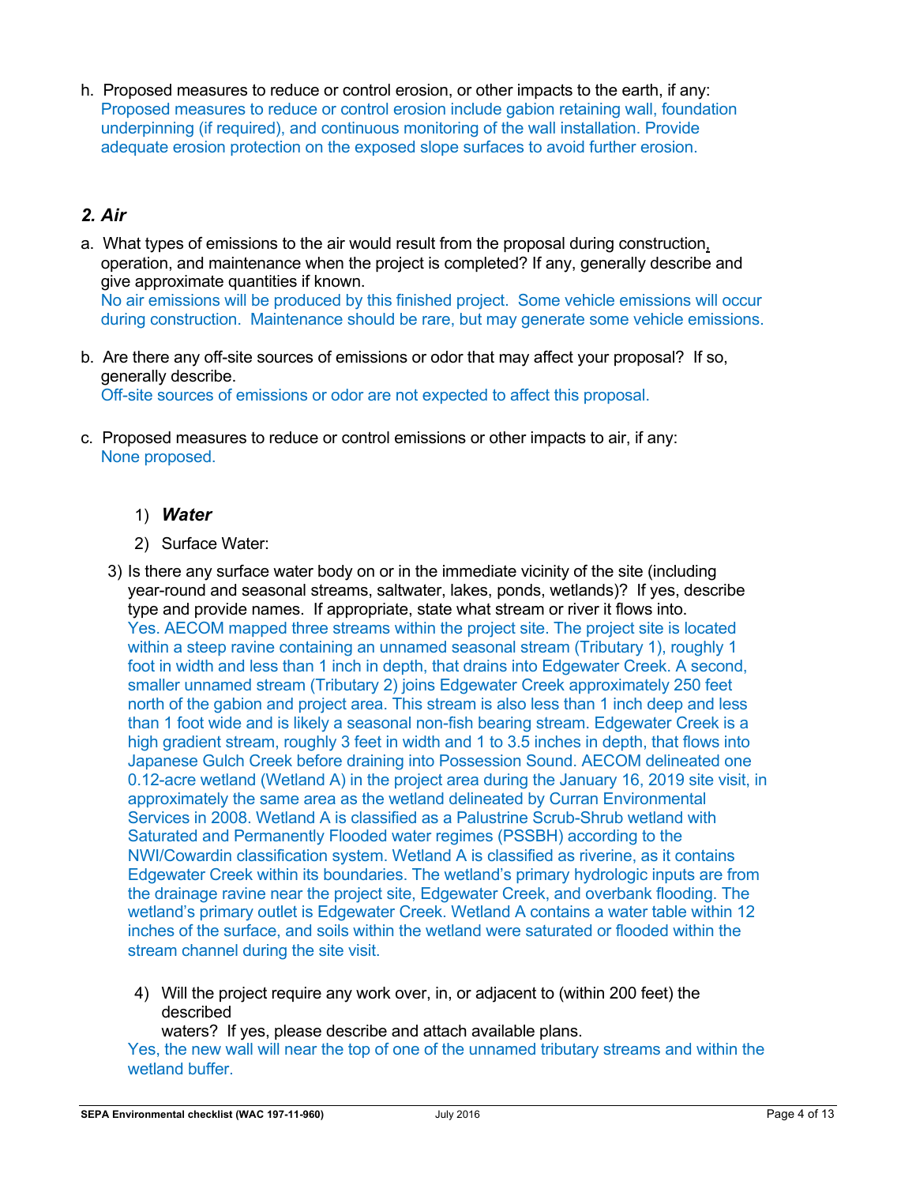h. Proposed measures to reduce or control erosion, or other impacts to the earth, if any:
Proposed measures to reduce or control erosion include gabion retaining wall, foundation underpinning (if required), and continuous monitoring of the wall installation. Provide adequate erosion protection on the exposed slope surfaces to avoid further erosion.

## *2. Air*

a. What types of emissions to the air would result from the proposal during construction, operation, and maintenance when the project is completed? If any, generally describe and give approximate quantities if known.
No air emissions will be produced by this finished project. Some vehicle emissions will occur during construction. Maintenance should be rare, but may generate some vehicle emissions.

b. Are there any off-site sources of emissions or odor that may affect your proposal? If so, generally describe.
Off-site sources of emissions or odor are not expected to affect this proposal.

c. Proposed measures to reduce or control emissions or other impacts to air, if any:
None proposed.

1) ***Water***

2) Surface Water:

3) Is there any surface water body on or in the immediate vicinity of the site (including year-round and seasonal streams, saltwater, lakes, ponds, wetlands)? If yes, describe type and provide names. If appropriate, state what stream or river it flows into.
Yes. AECOM mapped three streams within the project site. The project site is located within a steep ravine containing an unnamed seasonal stream (Tributary 1), roughly 1 foot in width and less than 1 inch in depth, that drains into Edgewater Creek. A second, smaller unnamed stream (Tributary 2) joins Edgewater Creek approximately 250 feet north of the gabion and project area. This stream is also less than 1 inch deep and less than 1 foot wide and is likely a seasonal non-fish bearing stream. Edgewater Creek is a high gradient stream, roughly 3 feet in width and 1 to 3.5 inches in depth, that flows into Japanese Gulch Creek before draining into Possession Sound. AECOM delineated one 0.12-acre wetland (Wetland A) in the project area during the January 16, 2019 site visit, in approximately the same area as the wetland delineated by Curran Environmental Services in 2008. Wetland A is classified as a Palustrine Scrub-Shrub wetland with Saturated and Permanently Flooded water regimes (PSSBH) according to the NWI/Cowardin classification system. Wetland A is classified as riverine, as it contains Edgewater Creek within its boundaries. The wetland's primary hydrologic inputs are from the drainage ravine near the project site, Edgewater Creek, and overbank flooding. The wetland's primary outlet is Edgewater Creek. Wetland A contains a water table within 12 inches of the surface, and soils within the wetland were saturated or flooded within the stream channel during the site visit.

4) Will the project require any work over, in, or adjacent to (within 200 feet) the described waters? If yes, please describe and attach available plans.
Yes, the new wall will near the top of one of the unnamed tributary streams and within the wetland buffer.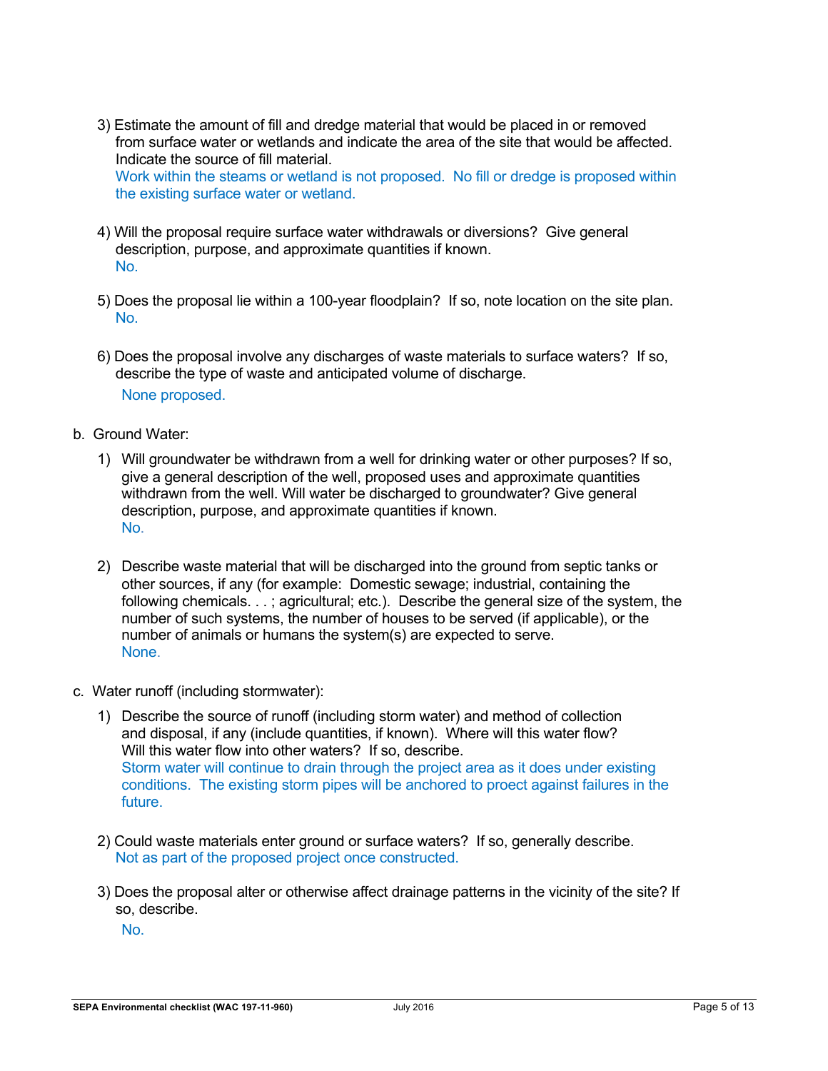3) Estimate the amount of fill and dredge material that would be placed in or removed from surface water or wetlands and indicate the area of the site that would be affected. Indicate the source of fill material.
   Work within the steams or wetland is not proposed. No fill or dredge is proposed within the existing surface water or wetland.

4) Will the proposal require surface water withdrawals or diversions? Give general description, purpose, and approximate quantities if known.
   No.

5) Does the proposal lie within a 100-year floodplain? If so, note location on the site plan.
   No.

6) Does the proposal involve any discharges of waste materials to surface waters? If so, describe the type of waste and anticipated volume of discharge.
   None proposed.

b. Ground Water:

1) Will groundwater be withdrawn from a well for drinking water or other purposes? If so, give a general description of the well, proposed uses and approximate quantities withdrawn from the well. Will water be discharged to groundwater? Give general description, purpose, and approximate quantities if known.
   No.

2) Describe waste material that will be discharged into the ground from septic tanks or other sources, if any (for example: Domestic sewage; industrial, containing the following chemicals. . . ; agricultural; etc.). Describe the general size of the system, the number of such systems, the number of houses to be served (if applicable), or the number of animals or humans the system(s) are expected to serve.
   None.

c. Water runoff (including stormwater):

1) Describe the source of runoff (including storm water) and method of collection and disposal, if any (include quantities, if known). Where will this water flow? Will this water flow into other waters? If so, describe.
   Storm water will continue to drain through the project area as it does under existing conditions. The existing storm pipes will be anchored to proect against failures in the future.

2) Could waste materials enter ground or surface waters? If so, generally describe.
   Not as part of the proposed project once constructed.

3) Does the proposal alter or otherwise affect drainage patterns in the vicinity of the site? If so, describe.
   No.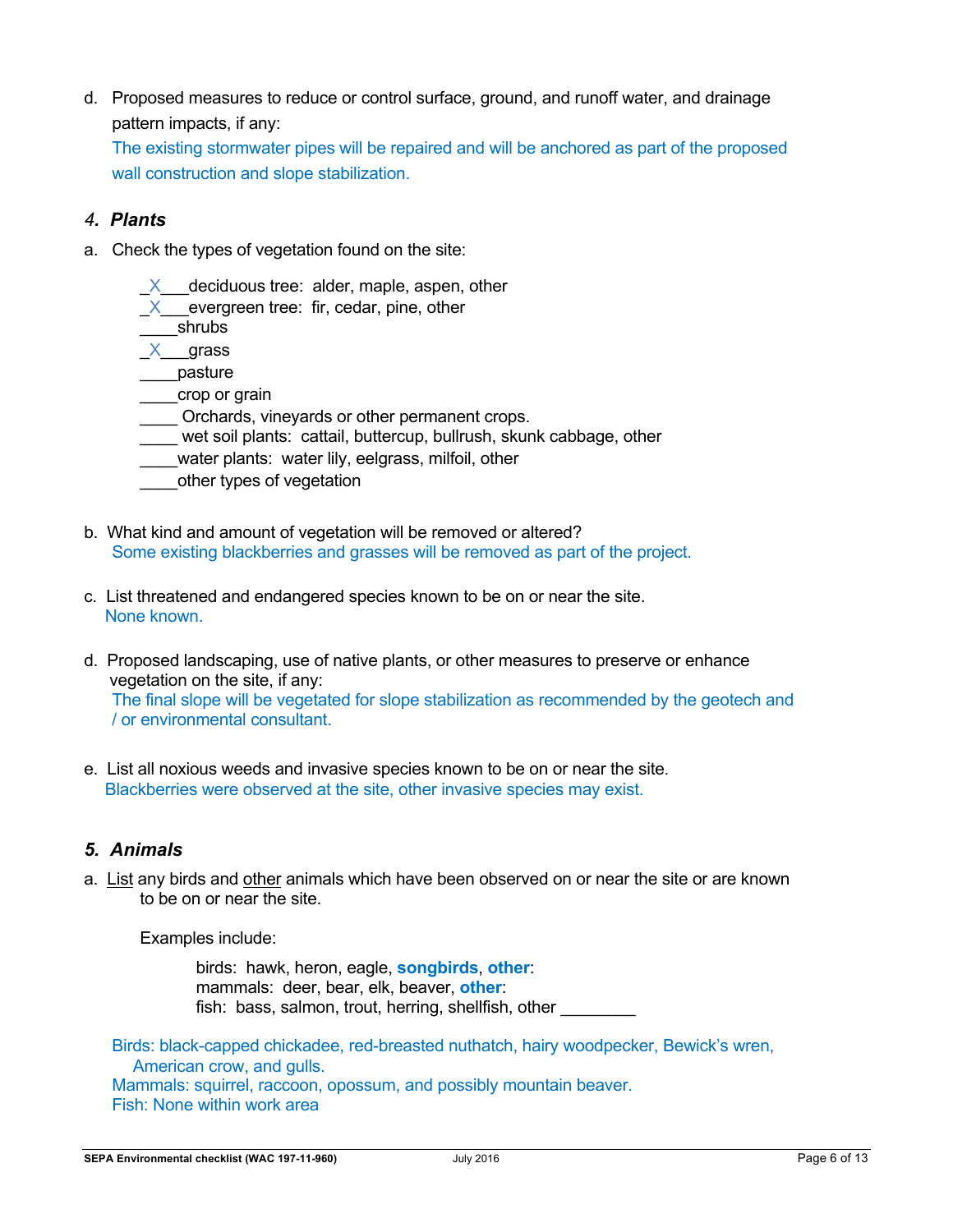d. Proposed measures to reduce or control surface, ground, and runoff water, and drainage pattern impacts, if any:

The existing stormwater pipes will be repaired and will be anchored as part of the proposed wall construction and slope stabilization.

### *4. Plants*

a. Check the types of vegetation found on the site:

_X___deciduous tree: alder, maple, aspen, other
_X___evergreen tree: fir, cedar, pine, other
____shrubs
_X___grass
____pasture
____crop or grain
____ Orchards, vineyards or other permanent crops.
____ wet soil plants: cattail, buttercup, bullrush, skunk cabbage, other
____water plants: water lily, eelgrass, milfoil, other
____other types of vegetation

b. What kind and amount of vegetation will be removed or altered?

Some existing blackberries and grasses will be removed as part of the project.

c. List threatened and endangered species known to be on or near the site.

None known.

d. Proposed landscaping, use of native plants, or other measures to preserve or enhance vegetation on the site, if any:

The final slope will be vegetated for slope stabilization as recommended by the geotech and / or environmental consultant.

e. List all noxious weeds and invasive species known to be on or near the site.

Blackberries were observed at the site, other invasive species may exist.

### *5. Animals*

a. List any birds and other animals which have been observed on or near the site or are known to be on or near the site.

Examples include:

birds: hawk, heron, eagle, **songbirds**, **other**:
mammals: deer, bear, elk, beaver, **other**:
fish: bass, salmon, trout, herring, shellfish, other ________

Birds: black-capped chickadee, red-breasted nuthatch, hairy woodpecker, Bewick's wren, American crow, and gulls.
Mammals: squirrel, raccoon, opossum, and possibly mountain beaver.
Fish: None within work area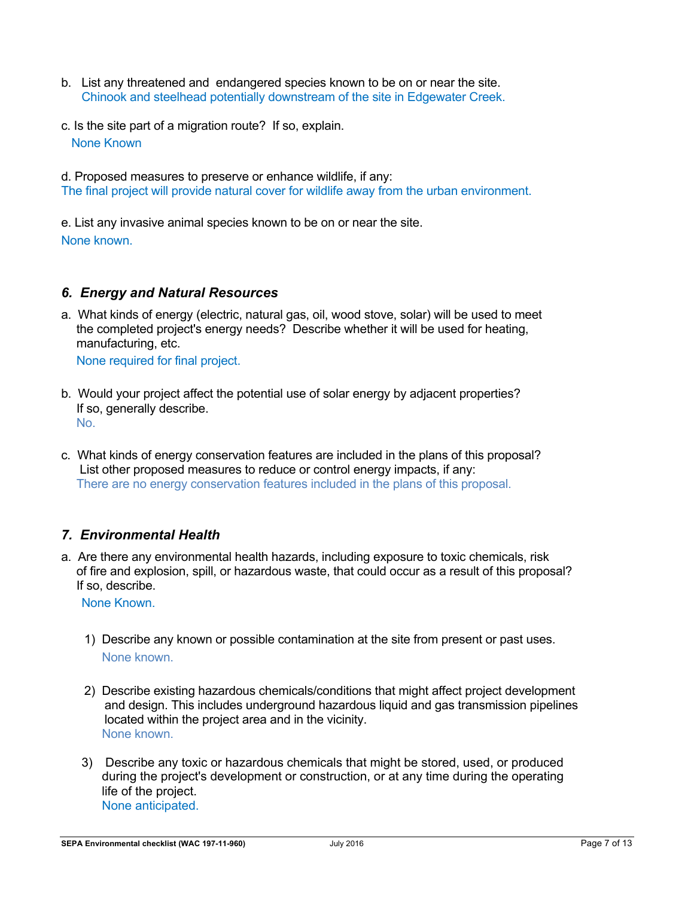b. List any threatened and endangered species known to be on or near the site.

Chinook and steelhead potentially downstream of the site in Edgewater Creek.

c. Is the site part of a migration route? If so, explain.

None Known

d. Proposed measures to preserve or enhance wildlife, if any:

The final project will provide natural cover for wildlife away from the urban environment.

e. List any invasive animal species known to be on or near the site.

None known.

### *6. Energy and Natural Resources*

a. What kinds of energy (electric, natural gas, oil, wood stove, solar) will be used to meet the completed project's energy needs? Describe whether it will be used for heating, manufacturing, etc.

None required for final project.

b. Would your project affect the potential use of solar energy by adjacent properties? If so, generally describe.

No.

c. What kinds of energy conservation features are included in the plans of this proposal? List other proposed measures to reduce or control energy impacts, if any:

There are no energy conservation features included in the plans of this proposal.

### *7. Environmental Health*

a. Are there any environmental health hazards, including exposure to toxic chemicals, risk of fire and explosion, spill, or hazardous waste, that could occur as a result of this proposal? If so, describe.

None Known.

1) Describe any known or possible contamination at the site from present or past uses.

   None known.

2) Describe existing hazardous chemicals/conditions that might affect project development and design. This includes underground hazardous liquid and gas transmission pipelines located within the project area and in the vicinity.

   None known.

3) Describe any toxic or hazardous chemicals that might be stored, used, or produced during the project's development or construction, or at any time during the operating life of the project.

   None anticipated.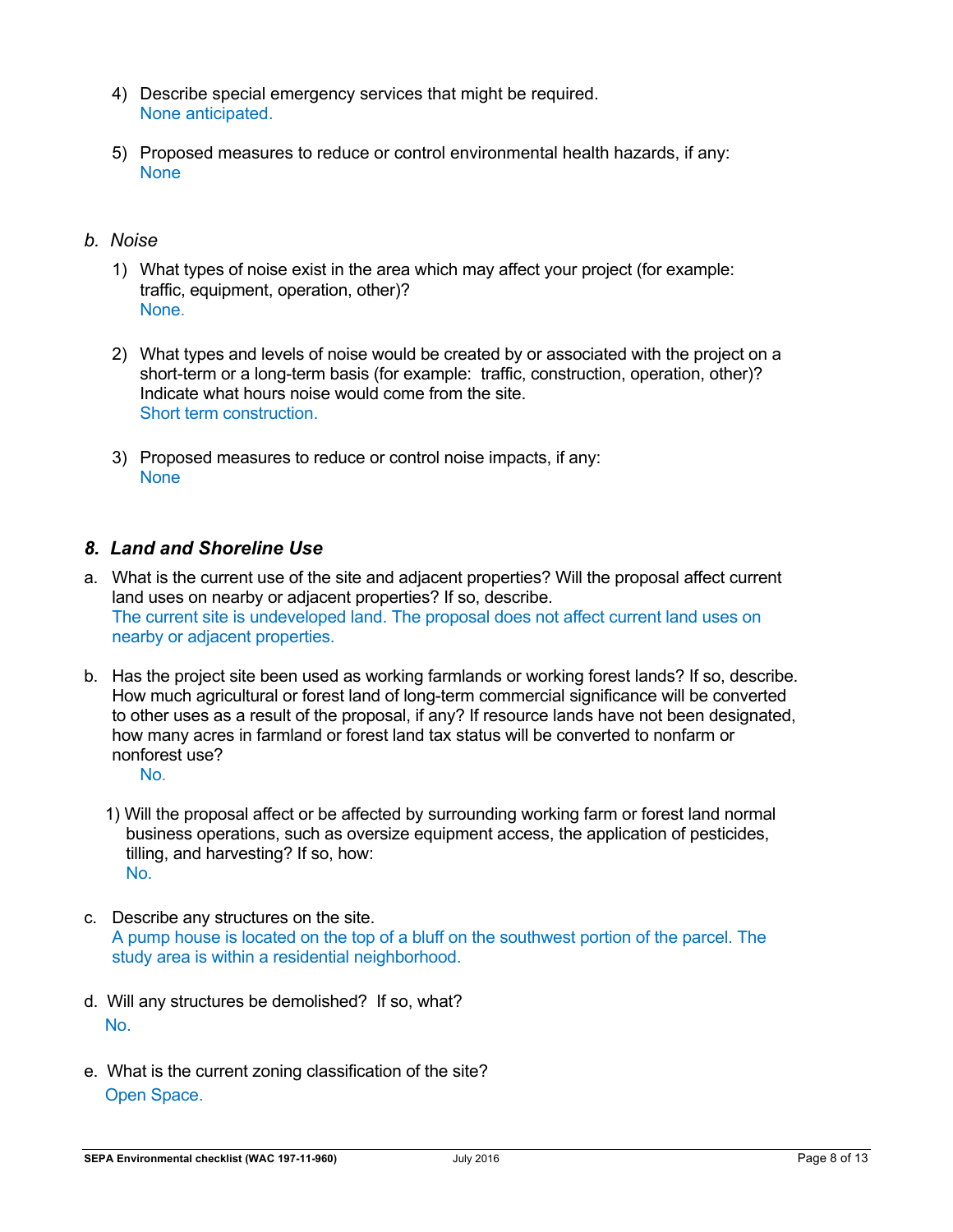4) Describe special emergency services that might be required.
   None anticipated.

5) Proposed measures to reduce or control environmental health hazards, if any:
   None

*b. Noise*

1) What types of noise exist in the area which may affect your project (for example: traffic, equipment, operation, other)?
   None.

2) What types and levels of noise would be created by or associated with the project on a short-term or a long-term basis (for example: traffic, construction, operation, other)? Indicate what hours noise would come from the site.
   Short term construction.

3) Proposed measures to reduce or control noise impacts, if any:
   None

## *8. Land and Shoreline Use*

a. What is the current use of the site and adjacent properties? Will the proposal affect current land uses on nearby or adjacent properties? If so, describe.
   The current site is undeveloped land. The proposal does not affect current land uses on nearby or adjacent properties.

b. Has the project site been used as working farmlands or working forest lands? If so, describe. How much agricultural or forest land of long-term commercial significance will be converted to other uses as a result of the proposal, if any? If resource lands have not been designated, how many acres in farmland or forest land tax status will be converted to nonfarm or nonforest use?
   No.

   1) Will the proposal affect or be affected by surrounding working farm or forest land normal business operations, such as oversize equipment access, the application of pesticides, tilling, and harvesting? If so, how:
      No.

c. Describe any structures on the site.
   A pump house is located on the top of a bluff on the southwest portion of the parcel. The study area is within a residential neighborhood.

d. Will any structures be demolished? If so, what?
   No.

e. What is the current zoning classification of the site?
   Open Space.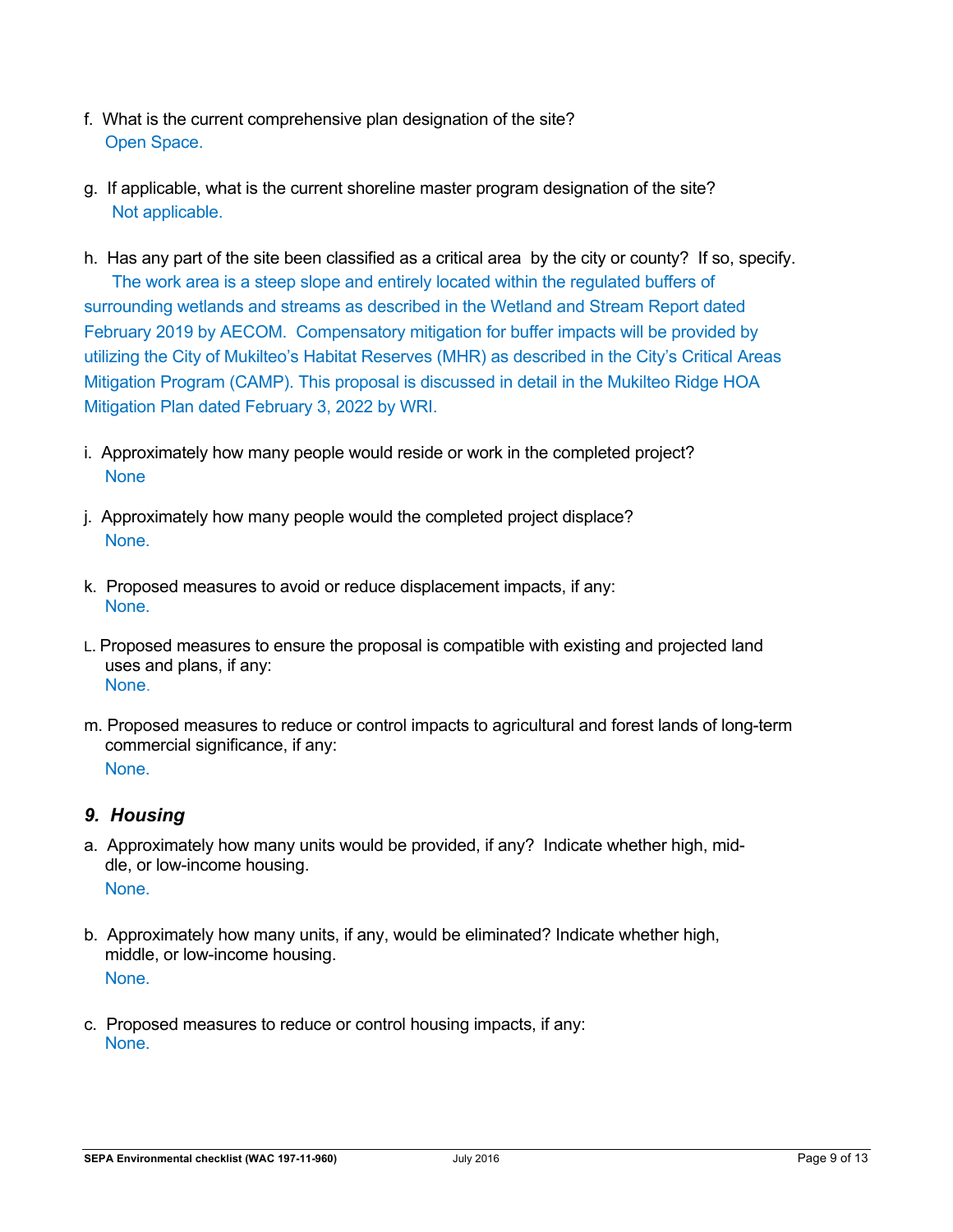f. What is the current comprehensive plan designation of the site?
Open Space.

g. If applicable, what is the current shoreline master program designation of the site?
Not applicable.

h. Has any part of the site been classified as a critical area by the city or county? If so, specify.
The work area is a steep slope and entirely located within the regulated buffers of surrounding wetlands and streams as described in the Wetland and Stream Report dated February 2019 by AECOM. Compensatory mitigation for buffer impacts will be provided by utilizing the City of Mukilteo's Habitat Reserves (MHR) as described in the City's Critical Areas Mitigation Program (CAMP). This proposal is discussed in detail in the Mukilteo Ridge HOA Mitigation Plan dated February 3, 2022 by WRI.

i. Approximately how many people would reside or work in the completed project?
None

j. Approximately how many people would the completed project displace?
None.

k. Proposed measures to avoid or reduce displacement impacts, if any:
None.

L. Proposed measures to ensure the proposal is compatible with existing and projected land uses and plans, if any:
None.

m. Proposed measures to reduce or control impacts to agricultural and forest lands of long-term commercial significance, if any:
None.

### *9. Housing*

a. Approximately how many units would be provided, if any? Indicate whether high, middle, or low-income housing.
None.

b. Approximately how many units, if any, would be eliminated? Indicate whether high, middle, or low-income housing.
None.

c. Proposed measures to reduce or control housing impacts, if any:
None.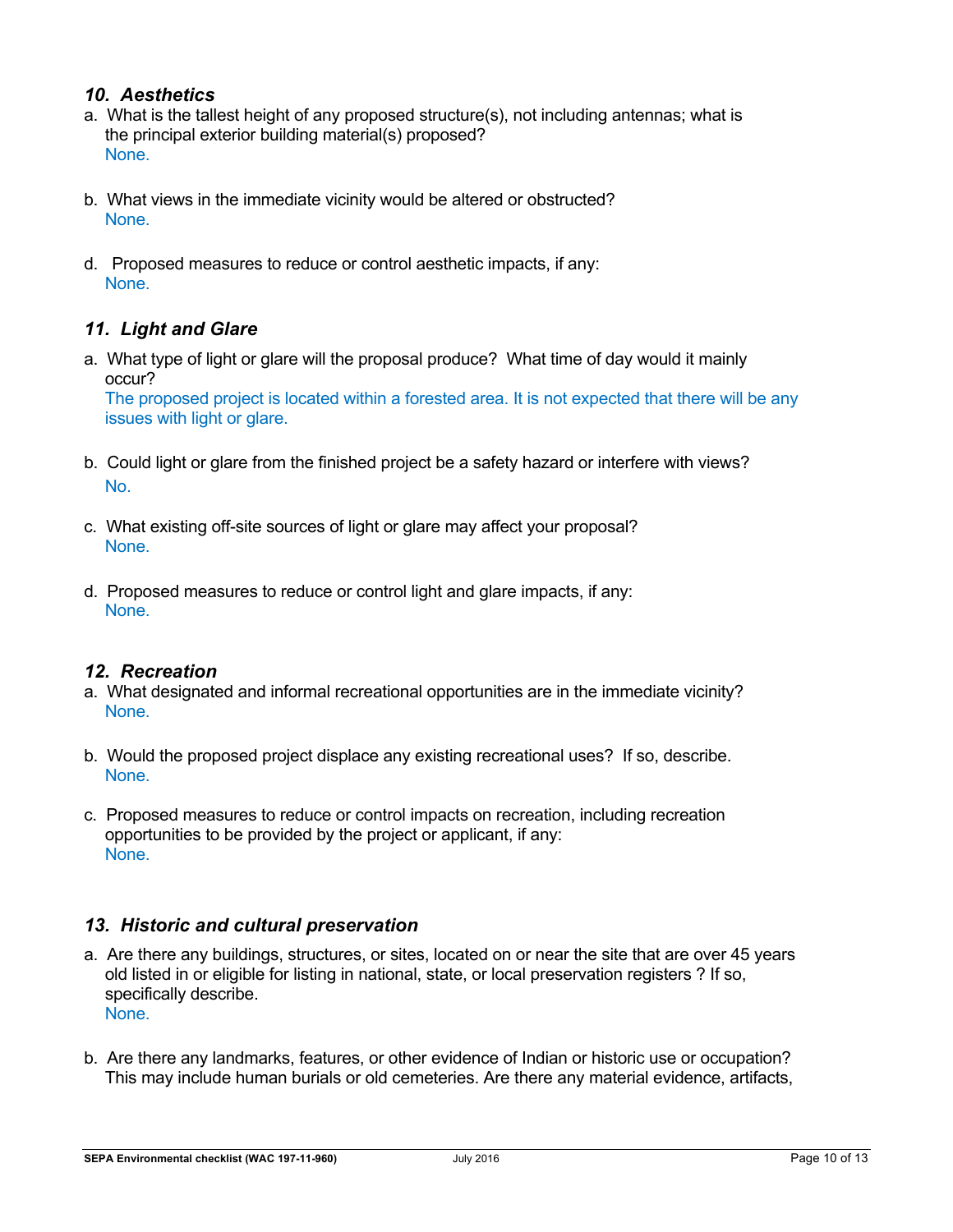### *10. Aesthetics*

a. What is the tallest height of any proposed structure(s), not including antennas; what is the principal exterior building material(s) proposed?
   None.

b. What views in the immediate vicinity would be altered or obstructed?
   None.

d. Proposed measures to reduce or control aesthetic impacts, if any:
   None.

### *11. Light and Glare*

a. What type of light or glare will the proposal produce? What time of day would it mainly occur?
   The proposed project is located within a forested area. It is not expected that there will be any issues with light or glare.

b. Could light or glare from the finished project be a safety hazard or interfere with views?
   No.

c. What existing off-site sources of light or glare may affect your proposal?
   None.

d. Proposed measures to reduce or control light and glare impacts, if any:
   None.

### *12. Recreation*

a. What designated and informal recreational opportunities are in the immediate vicinity?
   None.

b. Would the proposed project displace any existing recreational uses? If so, describe.
   None.

c. Proposed measures to reduce or control impacts on recreation, including recreation opportunities to be provided by the project or applicant, if any:
   None.

### *13. Historic and cultural preservation*

a. Are there any buildings, structures, or sites, located on or near the site that are over 45 years old listed in or eligible for listing in national, state, or local preservation registers ? If so, specifically describe.
   None.

b. Are there any landmarks, features, or other evidence of Indian or historic use or occupation? This may include human burials or old cemeteries. Are there any material evidence, artifacts,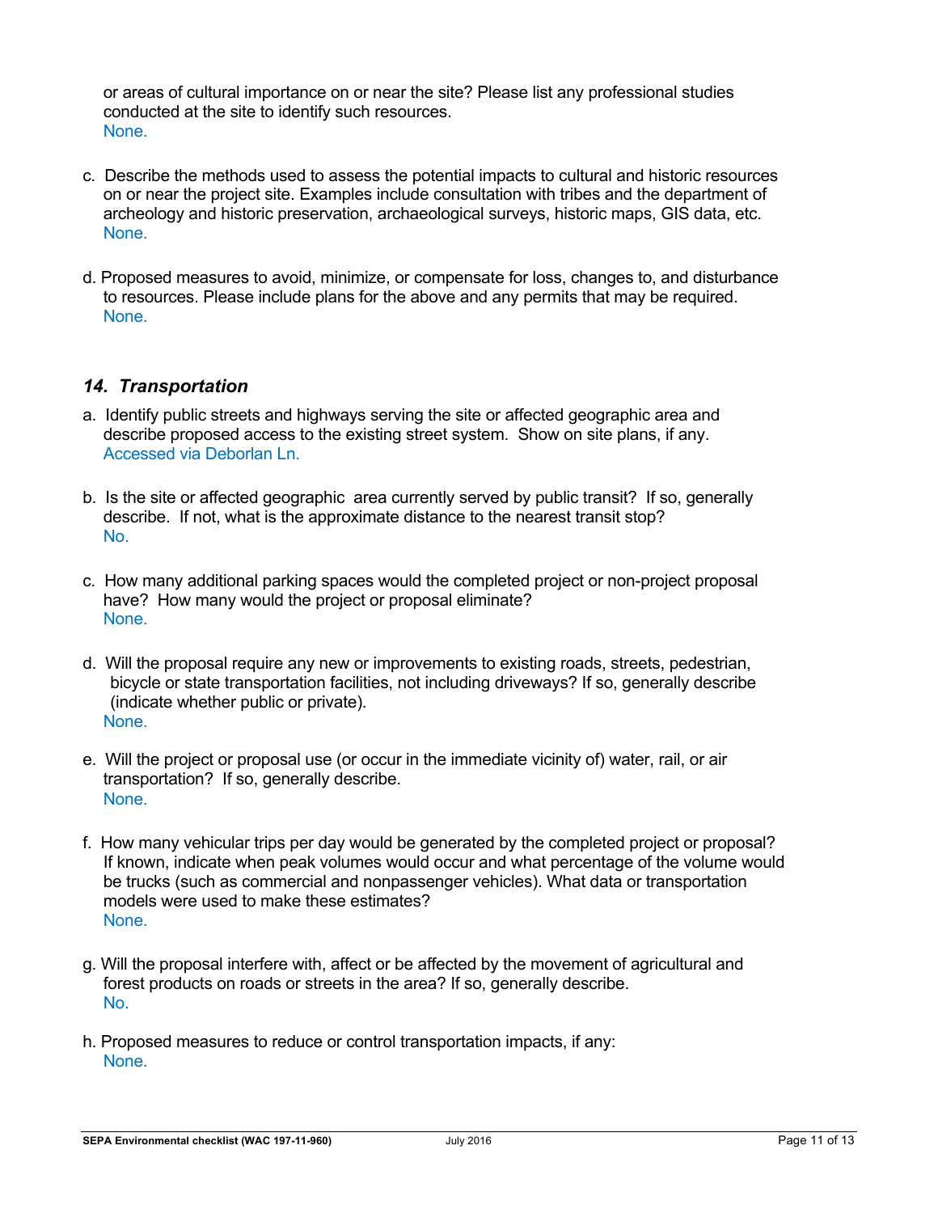or areas of cultural importance on or near the site? Please list any professional studies conducted at the site to identify such resources.
None.

c. Describe the methods used to assess the potential impacts to cultural and historic resources on or near the project site. Examples include consultation with tribes and the department of archeology and historic preservation, archaeological surveys, historic maps, GIS data, etc.
None.

d. Proposed measures to avoid, minimize, or compensate for loss, changes to, and disturbance to resources. Please include plans for the above and any permits that may be required.
None.

### *14. Transportation*

a. Identify public streets and highways serving the site or affected geographic area and describe proposed access to the existing street system. Show on site plans, if any.
Accessed via Deborlan Ln.

b. Is the site or affected geographic area currently served by public transit? If so, generally describe. If not, what is the approximate distance to the nearest transit stop?
No.

c. How many additional parking spaces would the completed project or non-project proposal have? How many would the project or proposal eliminate?
None.

d. Will the proposal require any new or improvements to existing roads, streets, pedestrian, bicycle or state transportation facilities, not including driveways? If so, generally describe (indicate whether public or private).
None.

e. Will the project or proposal use (or occur in the immediate vicinity of) water, rail, or air transportation? If so, generally describe.
None.

f. How many vehicular trips per day would be generated by the completed project or proposal? If known, indicate when peak volumes would occur and what percentage of the volume would be trucks (such as commercial and nonpassenger vehicles). What data or transportation models were used to make these estimates?
None.

g. Will the proposal interfere with, affect or be affected by the movement of agricultural and forest products on roads or streets in the area? If so, generally describe.
No.

h. Proposed measures to reduce or control transportation impacts, if any:
None.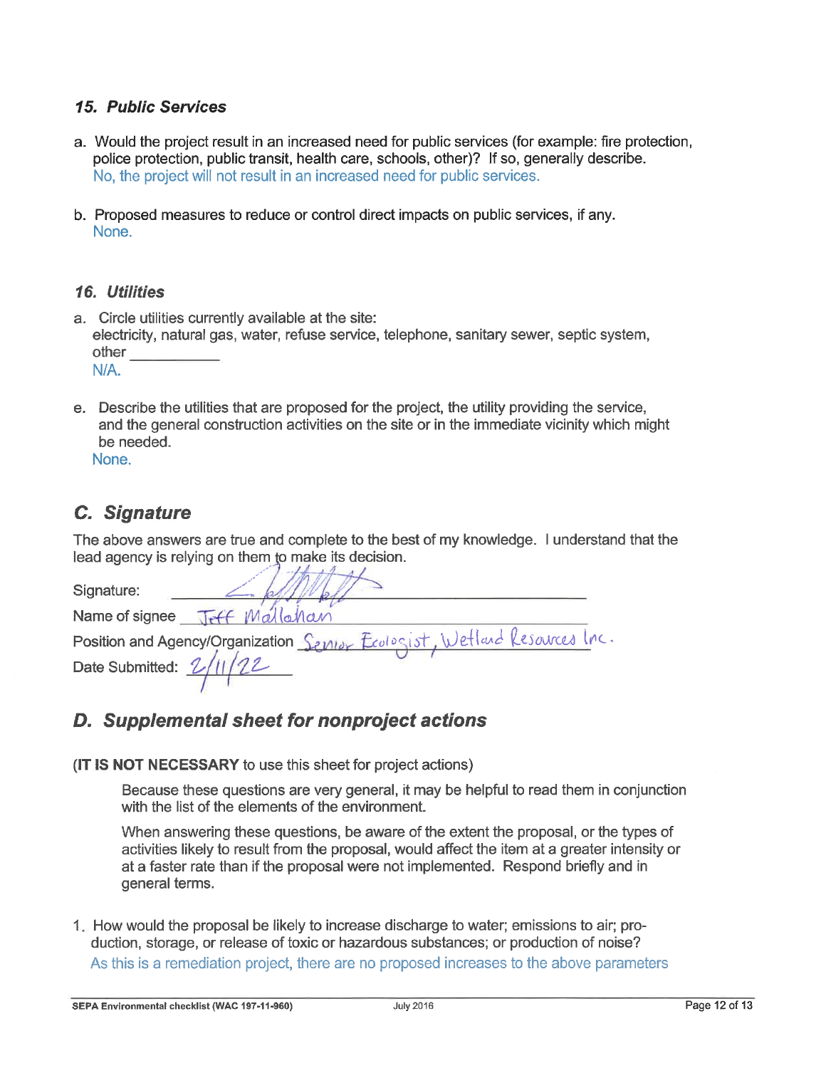### *15. Public Services*

a. Would the project result in an increased need for public services (for example: fire protection, police protection, public transit, health care, schools, other)? If so, generally describe.
   No, the project will not result in an increased need for public services.

b. Proposed measures to reduce or control direct impacts on public services, if any.
   None.

### *16. Utilities*

a. Circle utilities currently available at the site:
   electricity, natural gas, water, refuse service, telephone, sanitary sewer, septic system, other ___________
   N/A.

e. Describe the utilities that are proposed for the project, the utility providing the service, and the general construction activities on the site or in the immediate vicinity which might be needed.
   None.

## *C. Signature*

The above answers are true and complete to the best of my knowledge. I understand that the lead agency is relying on them to make its decision.

Signature: [signature]

Name of signee: Jeff Mallahan

Position and Agency/Organization: Senior Ecologist, Wetland Resources Inc.

Date Submitted: 2/11/22

## *D. Supplemental sheet for nonproject actions*

(**IT IS NOT NECESSARY** to use this sheet for project actions)

Because these questions are very general, it may be helpful to read them in conjunction with the list of the elements of the environment.

When answering these questions, be aware of the extent the proposal, or the types of activities likely to result from the proposal, would affect the item at a greater intensity or at a faster rate than if the proposal were not implemented. Respond briefly and in general terms.

1. How would the proposal be likely to increase discharge to water; emissions to air; production, storage, or release of toxic or hazardous substances; or production of noise?
   As this is a remediation project, there are no proposed increases to the above parameters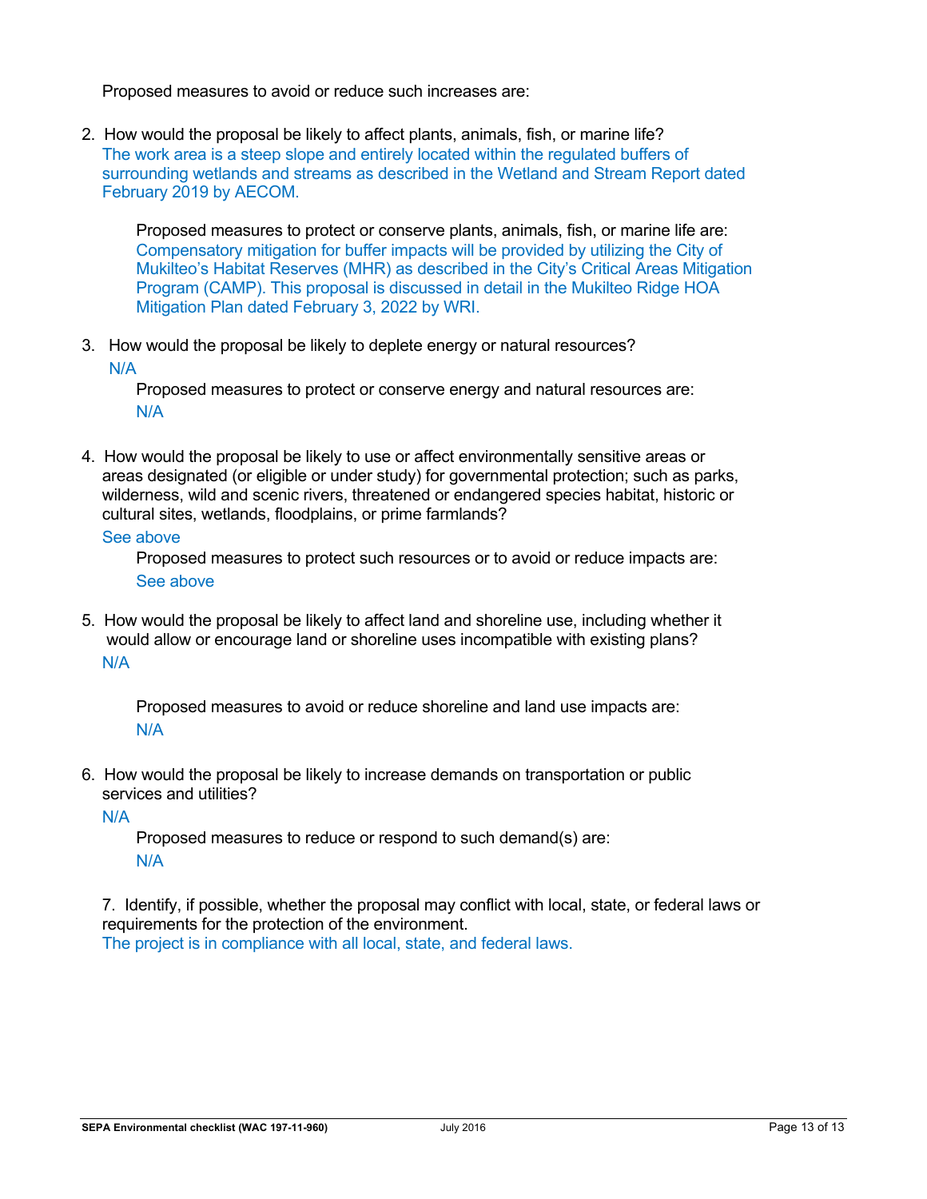Proposed measures to avoid or reduce such increases are:

2. How would the proposal be likely to affect plants, animals, fish, or marine life?
   The work area is a steep slope and entirely located within the regulated buffers of surrounding wetlands and streams as described in the Wetland and Stream Report dated February 2019 by AECOM.

   Proposed measures to protect or conserve plants, animals, fish, or marine life are:
   Compensatory mitigation for buffer impacts will be provided by utilizing the City of Mukilteo's Habitat Reserves (MHR) as described in the City's Critical Areas Mitigation Program (CAMP). This proposal is discussed in detail in the Mukilteo Ridge HOA Mitigation Plan dated February 3, 2022 by WRI.

3. How would the proposal be likely to deplete energy or natural resources?
   N/A

   Proposed measures to protect or conserve energy and natural resources are:
   N/A

4. How would the proposal be likely to use or affect environmentally sensitive areas or areas designated (or eligible or under study) for governmental protection; such as parks, wilderness, wild and scenic rivers, threatened or endangered species habitat, historic or cultural sites, wetlands, floodplains, or prime farmlands?
   See above

   Proposed measures to protect such resources or to avoid or reduce impacts are:
   See above

5. How would the proposal be likely to affect land and shoreline use, including whether it would allow or encourage land or shoreline uses incompatible with existing plans?
   N/A

   Proposed measures to avoid or reduce shoreline and land use impacts are:
   N/A

6. How would the proposal be likely to increase demands on transportation or public services and utilities?
   N/A

   Proposed measures to reduce or respond to such demand(s) are:
   N/A

7. Identify, if possible, whether the proposal may conflict with local, state, or federal laws or requirements for the protection of the environment.
   The project is in compliance with all local, state, and federal laws.